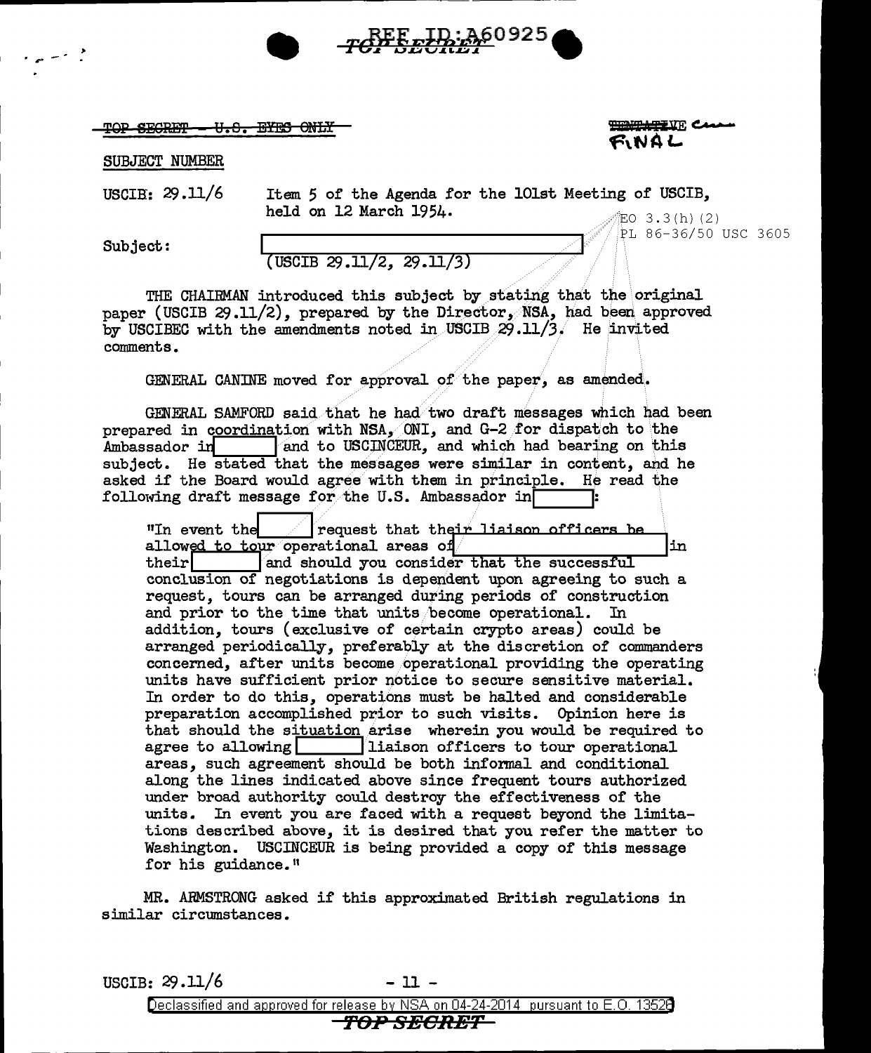TOP SECRET — U.S. EYES ONLY

~~TENTATIVE~~ FINAL

SUBJECT NUMBER

USCIB: 29.11/6 Item 5 of the Agenda for the 101st Meeting of USCIB, held on 12 March 1954.

EO 3.3(h)(2)
PL 86-36/50 USC 3605

Subject: [redacted]
(USCIB 29.11/2, 29.11/3)

THE CHAIRMAN introduced this subject by stating that the original paper (USCIB 29.11/2), prepared by the Director, NSA, had been approved by USCIBEC with the amendments noted in USCIB 29.11/3. He invited comments.

GENERAL CANINE moved for approval of the paper, as amended.

GENERAL SAMFORD said that he had two draft messages which had been prepared in coordination with NSA, ONI, and G-2 for dispatch to the Ambassador in [redacted] and to USCINCEUR, and which had bearing on this subject. He stated that the messages were similar in content, and he asked if the Board would agree with them in principle. He read the following draft message for the U.S. Ambassador in [redacted]:

> "In event the [redacted] request that their liaison officers be allowed to tour operational areas of [redacted] in their [redacted] and should you consider that the successful conclusion of negotiations is dependent upon agreeing to such a request, tours can be arranged during periods of construction and prior to the time that units become operational. In addition, tours (exclusive of certain crypto areas) could be arranged periodically, preferably at the discretion of commanders concerned, after units become operational providing the operating units have sufficient prior notice to secure sensitive material. In order to do this, operations must be halted and considerable preparation accomplished prior to such visits. Opinion here is that should the situation arise wherein you would be required to agree to allowing [redacted] liaison officers to tour operational areas, such agreement should be both informal and conditional along the lines indicated above since frequent tours authorized under broad authority could destroy the effectiveness of the units. In event you are faced with a request beyond the limitations described above, it is desired that you refer the matter to Washington. USCINCEUR is being provided a copy of this message for his guidance."

MR. ARMSTRONG asked if this approximated British regulations in similar circumstances.

USCIB: 29.11/6

Declassified and approved for release by NSA on 04-24-2014 pursuant to E.O. 13526

TOP SECRET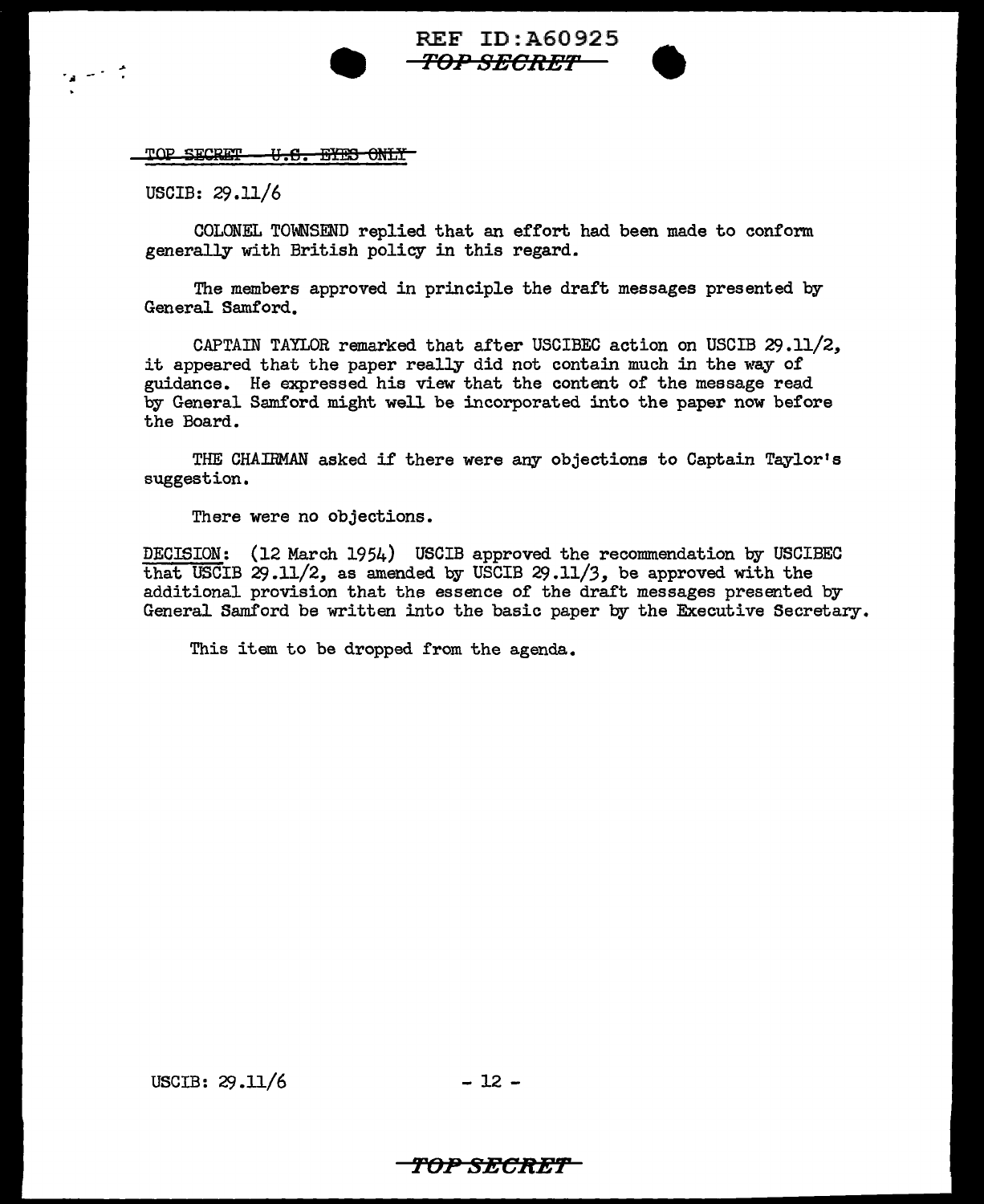TOP SECRET ~~- U.S. EYES ONLY~~

USCIB: 29.11/6

COLONEL TOWNSEND replied that an effort had been made to conform generally with British policy in this regard.

The members approved in principle the draft messages presented by General Samford.

CAPTAIN TAYLOR remarked that after USCIBEC action on USCIB 29.11/2, it appeared that the paper really did not contain much in the way of guidance. He expressed his view that the content of the message read by General Samford might well be incorporated into the paper now before the Board.

THE CHAIRMAN asked if there were any objections to Captain Taylor's suggestion.

There were no objections.

DECISION: (12 March 1954) USCIB approved the recommendation by USCIBEC that USCIB 29.11/2, as amended by USCIB 29.11/3, be approved with the additional provision that the essence of the draft messages presented by General Samford be written into the basic paper by the Executive Secretary.

This item to be dropped from the agenda.

USCIB: 29.11/6